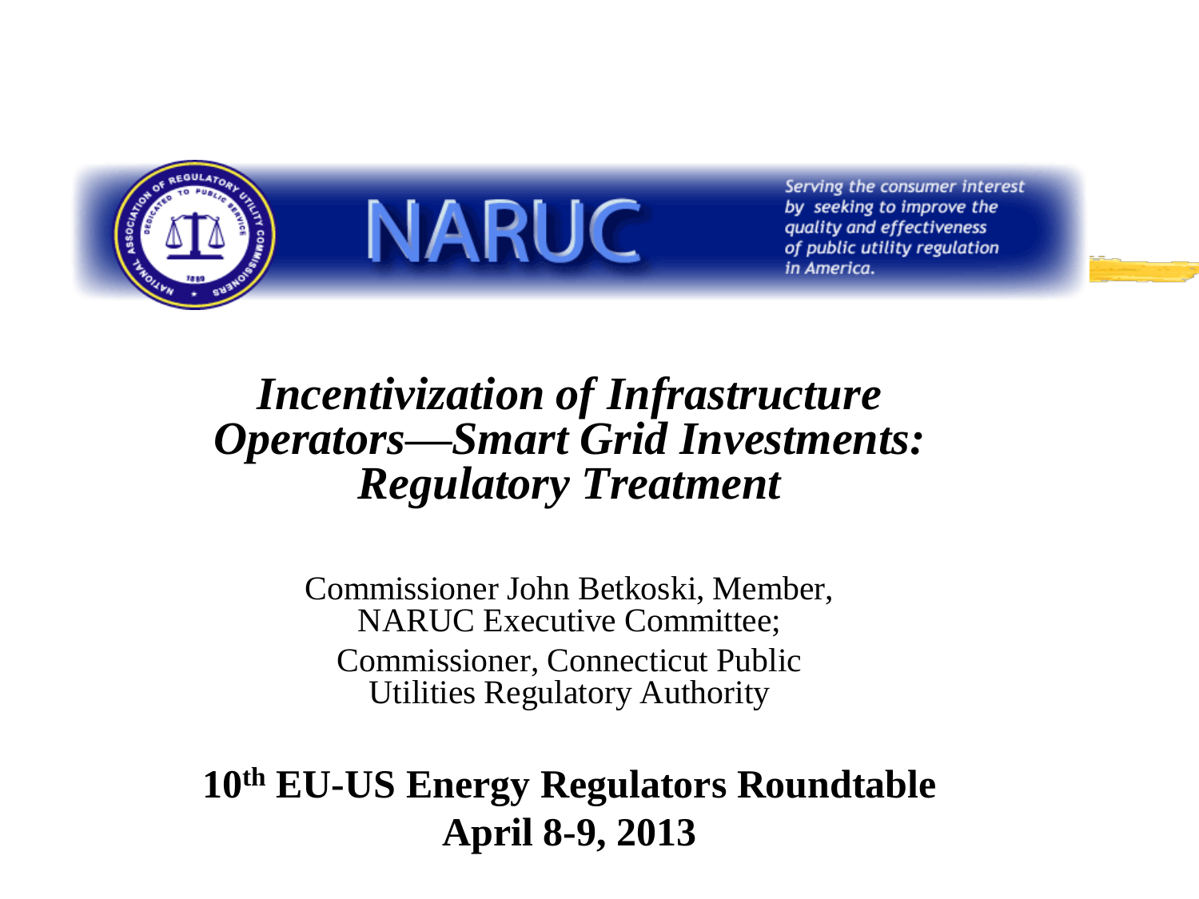NARUC

*Serving the consumer interest by seeking to improve the quality and effectiveness of public utility regulation in America.*

# *Incentivization of Infrastructure Operators—Smart Grid Investments: Regulatory Treatment*

Commissioner John Betkoski, Member, NARUC Executive Committee;

Commissioner, Connecticut Public Utilities Regulatory Authority

**10th EU-US Energy Regulators Roundtable**

**April 8-9, 2013**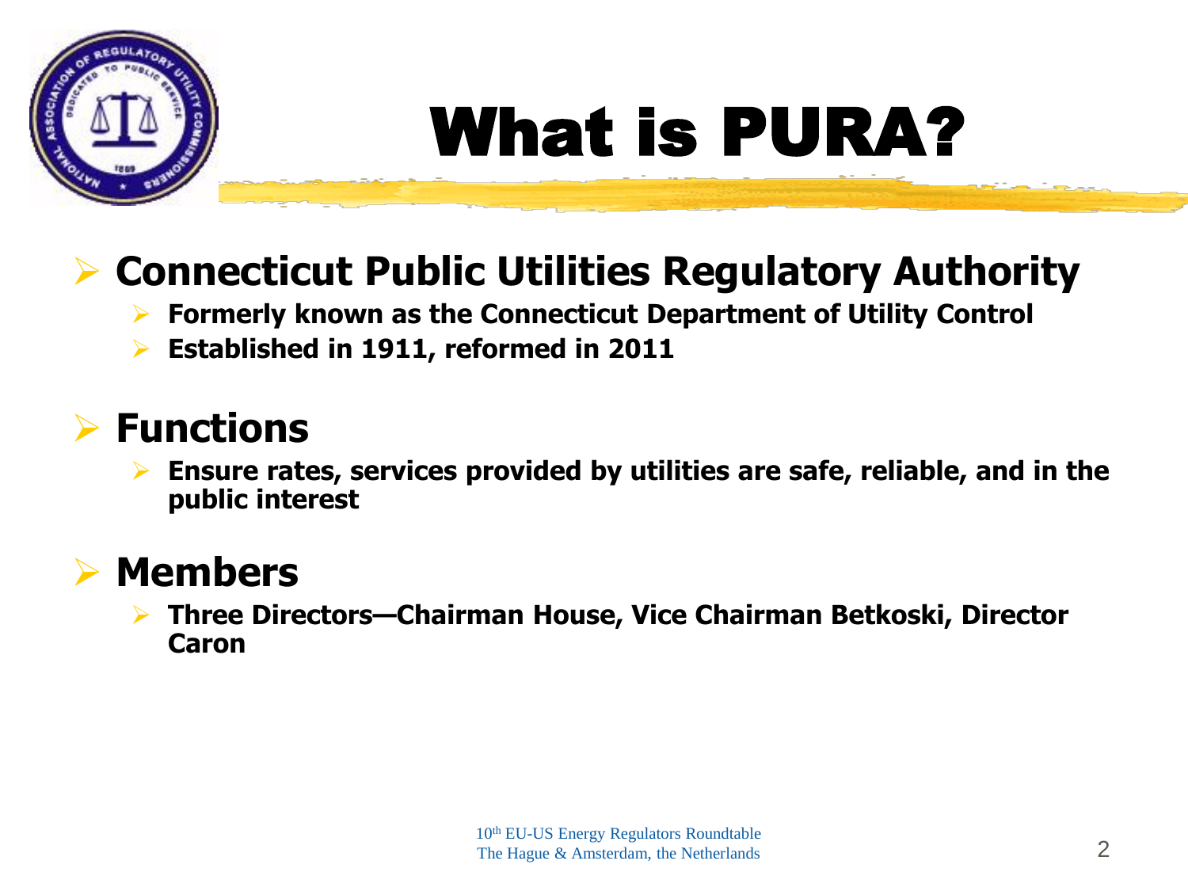# What is PURA?

- **Connecticut Public Utilities Regulatory Authority**
  - **Formerly known as the Connecticut Department of Utility Control**
  - **Established in 1911, reformed in 2011**

- **Functions**
  - **Ensure rates, services provided by utilities are safe, reliable, and in the public interest**

- **Members**
  - **Three Directors—Chairman House, Vice Chairman Betkoski, Director Caron**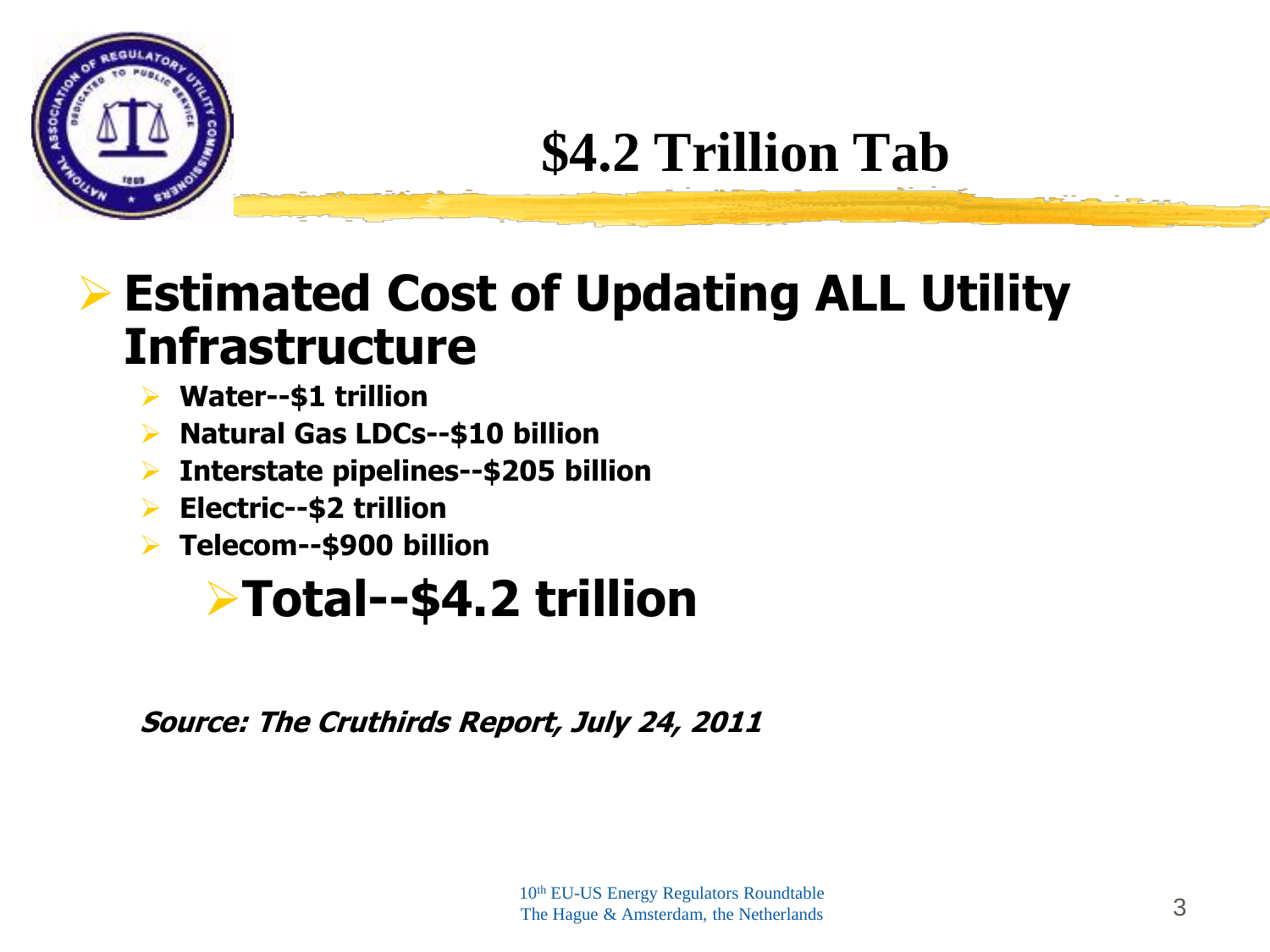# $4.2 Trillion Tab

- **Estimated Cost of Updating ALL Utility Infrastructure**
  - **Water--$1 trillion**
  - **Natural Gas LDCs--$10 billion**
  - **Interstate pipelines--$205 billion**
  - **Electric--$2 trillion**
  - **Telecom--$900 billion**
    - **Total--$4.2 trillion**

***Source: The Cruthirds Report, July 24, 2011***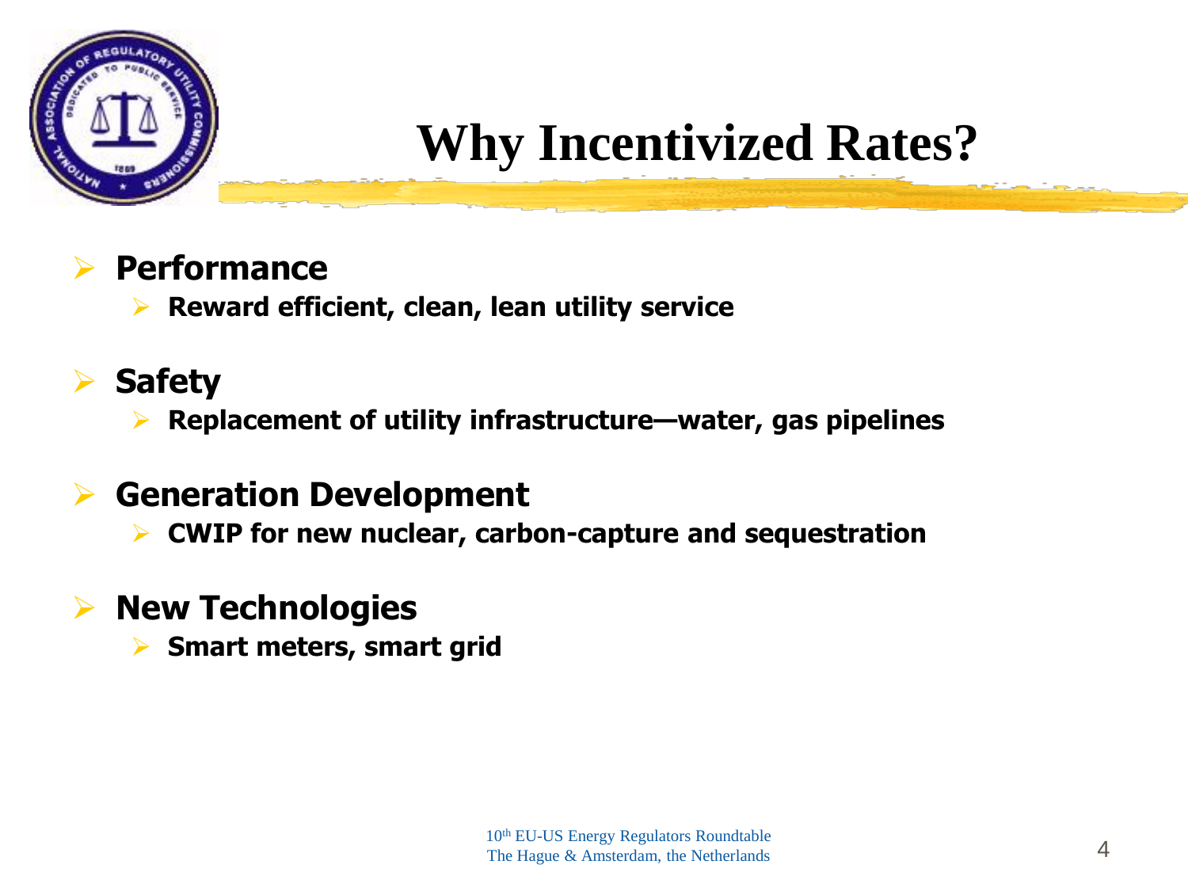# Why Incentivized Rates?

- **Performance**
  - **Reward efficient, clean, lean utility service**
- **Safety**
  - **Replacement of utility infrastructure—water, gas pipelines**
- **Generation Development**
  - **CWIP for new nuclear, carbon-capture and sequestration**
- **New Technologies**
  - **Smart meters, smart grid**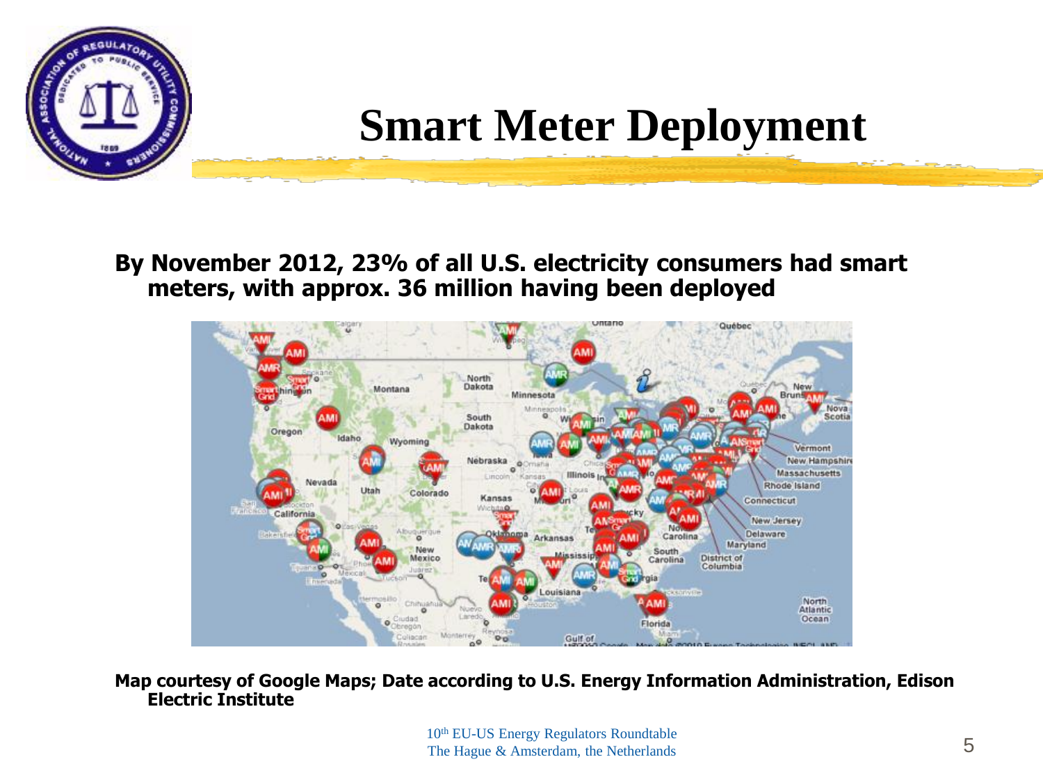# Smart Meter Deployment

**By November 2012, 23% of all U.S. electricity consumers had smart meters, with approx. 36 million having been deployed**

**Map courtesy of Google Maps; Date according to U.S. Energy Information Administration, Edison Electric Institute**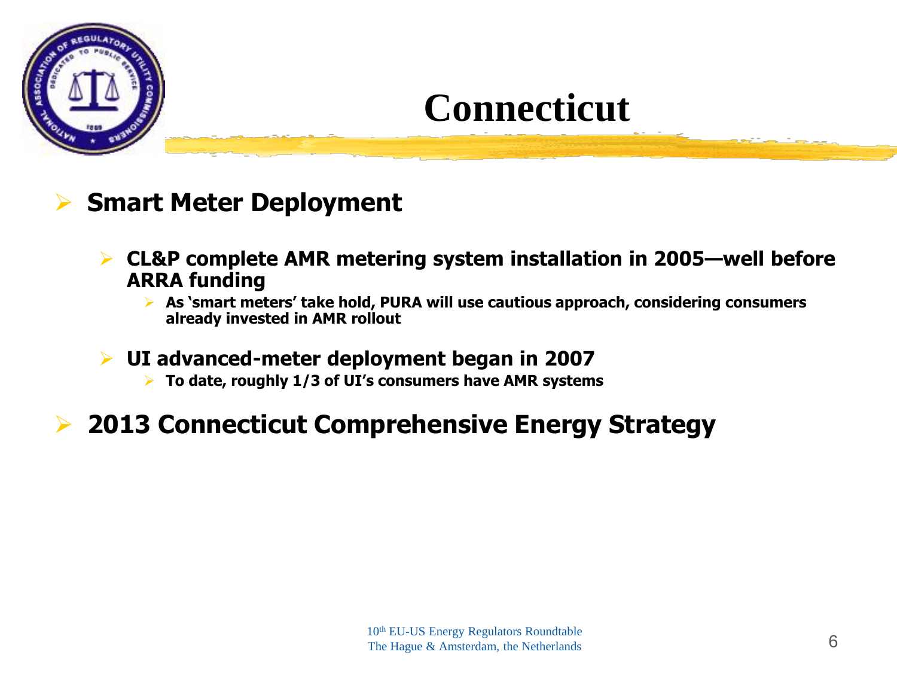# Connecticut

- **Smart Meter Deployment**
  - **CL&P complete AMR metering system installation in 2005—well before ARRA funding**
    - **As 'smart meters' take hold, PURA will use cautious approach, considering consumers already invested in AMR rollout**
  - **UI advanced-meter deployment began in 2007**
    - **To date, roughly 1/3 of UI's consumers have AMR systems**
- **2013 Connecticut Comprehensive Energy Strategy**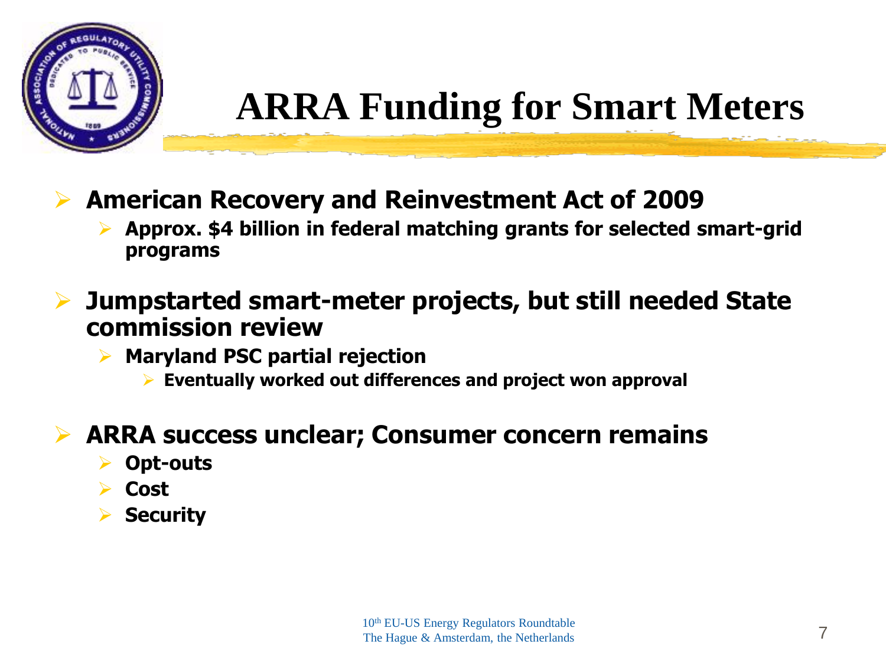# ARRA Funding for Smart Meters

- **American Recovery and Reinvestment Act of 2009**
  - **Approx. $4 billion in federal matching grants for selected smart-grid programs**
- **Jumpstarted smart-meter projects, but still needed State commission review**
  - **Maryland PSC partial rejection**
    - **Eventually worked out differences and project won approval**
- **ARRA success unclear; Consumer concern remains**
  - **Opt-outs**
  - **Cost**
  - **Security**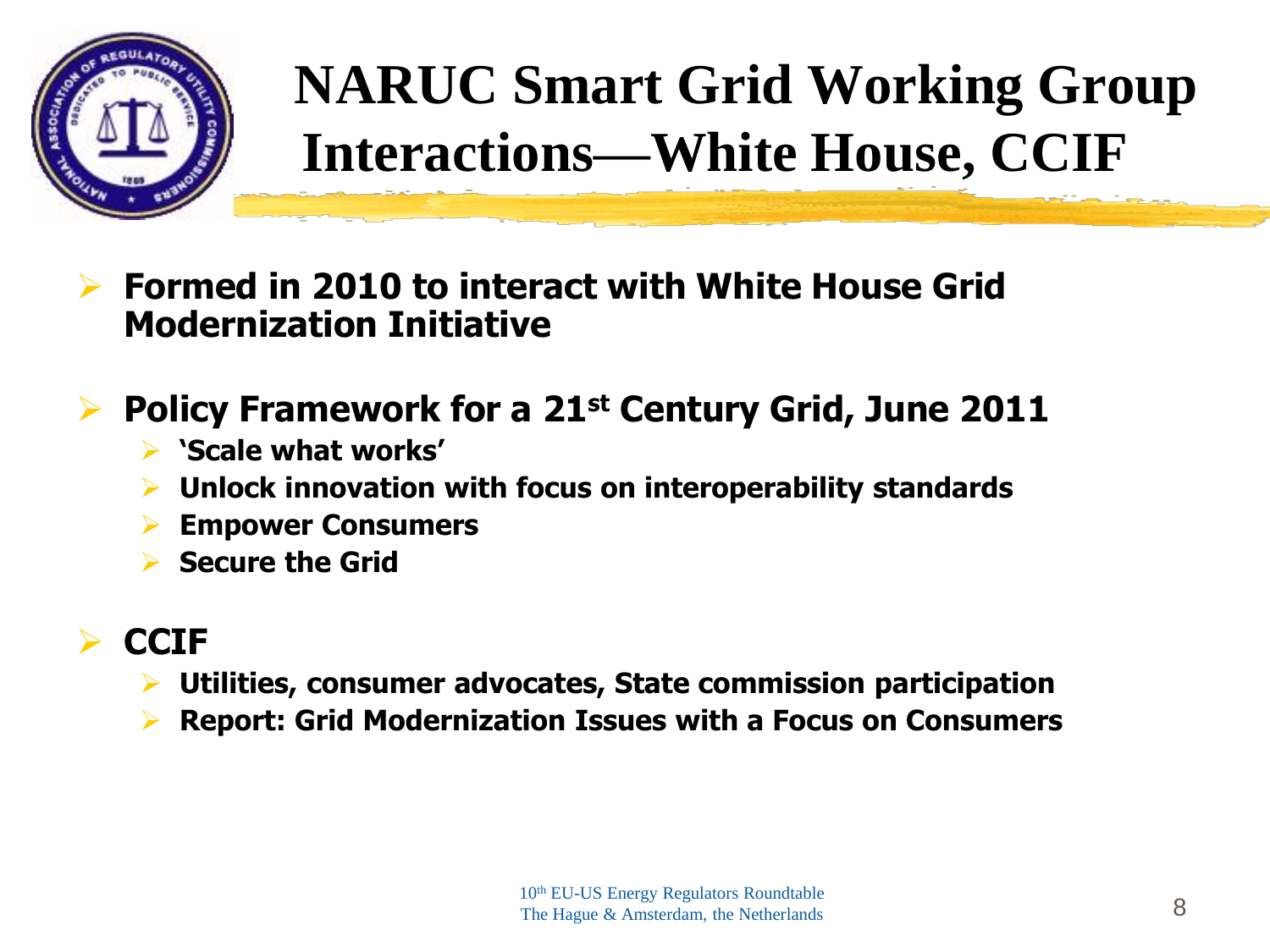# NARUC Smart Grid Working Group Interactions—White House, CCIF

- **Formed in 2010 to interact with White House Grid Modernization Initiative**

- **Policy Framework for a 21st Century Grid, June 2011**
  - **'Scale what works'**
  - **Unlock innovation with focus on interoperability standards**
  - **Empower Consumers**
  - **Secure the Grid**

- **CCIF**
  - **Utilities, consumer advocates, State commission participation**
  - **Report: Grid Modernization Issues with a Focus on Consumers**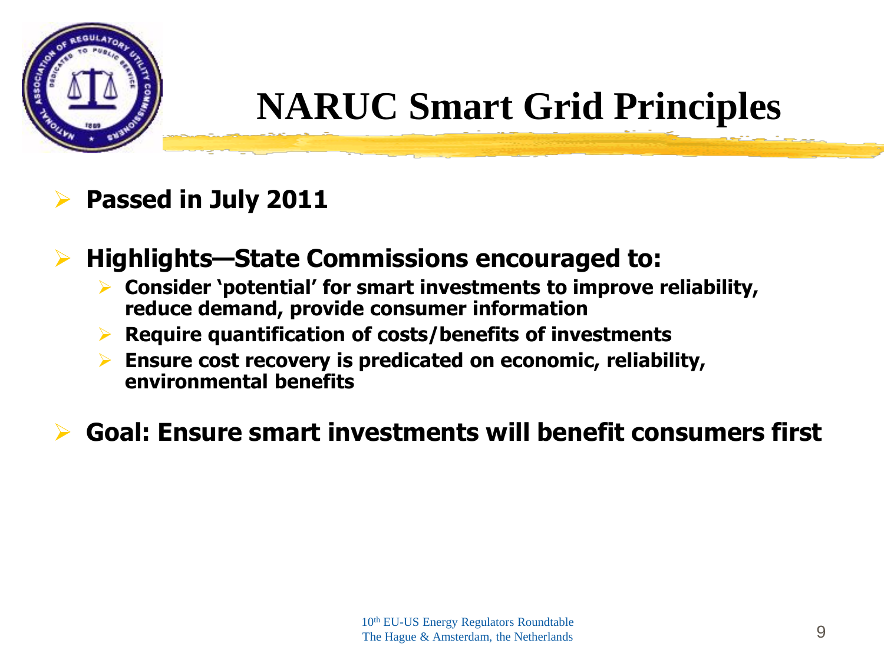# NARUC Smart Grid Principles

- **Passed in July 2011**
- **Highlights—State Commissions encouraged to:**
  - **Consider 'potential' for smart investments to improve reliability, reduce demand, provide consumer information**
  - **Require quantification of costs/benefits of investments**
  - **Ensure cost recovery is predicated on economic, reliability, environmental benefits**
- **Goal: Ensure smart investments will benefit consumers first**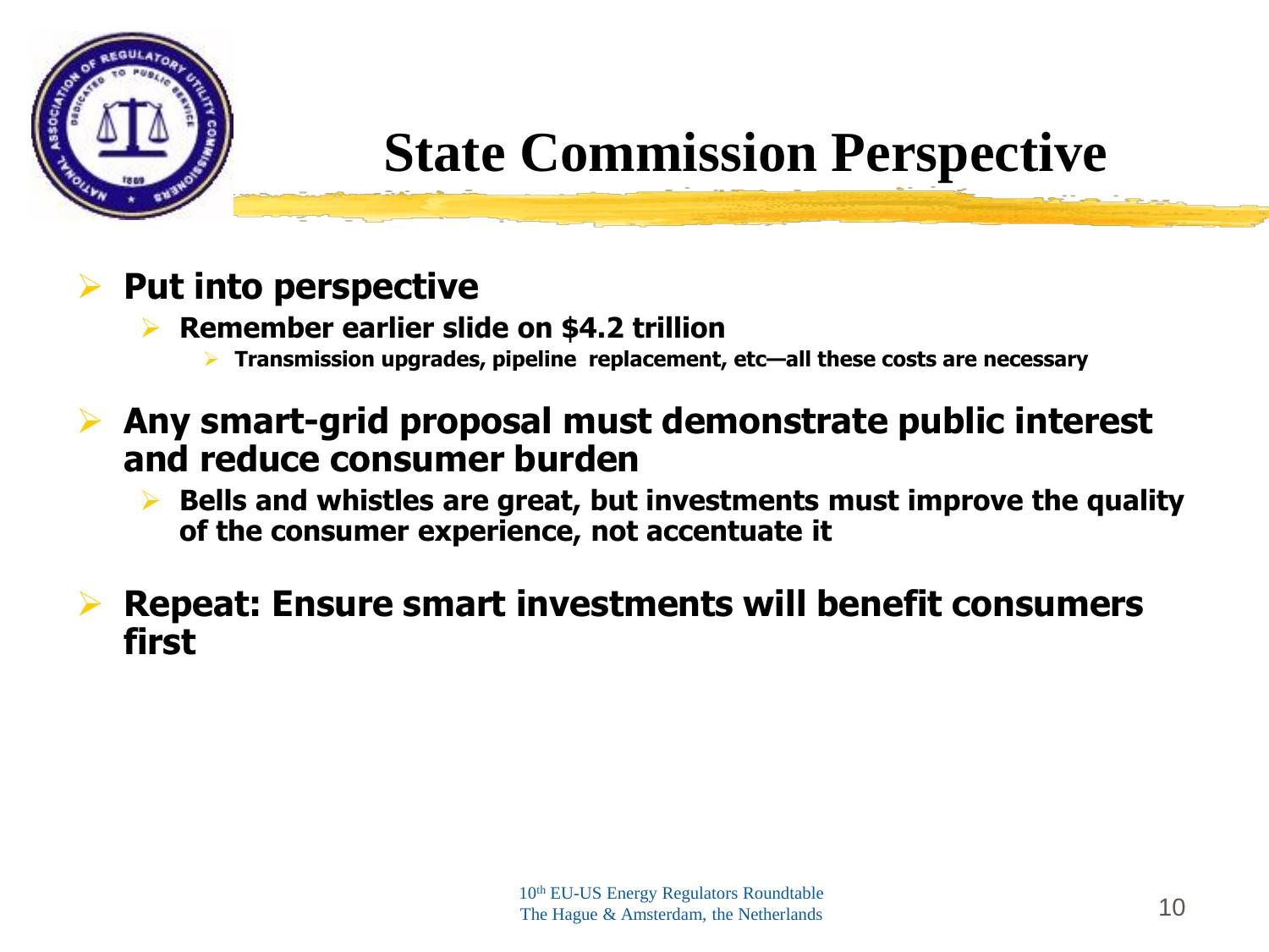# State Commission Perspective

- **Put into perspective**
  - **Remember earlier slide on $4.2 trillion**
    - **Transmission upgrades, pipeline replacement, etc—all these costs are necessary**
- **Any smart-grid proposal must demonstrate public interest and reduce consumer burden**
  - **Bells and whistles are great, but investments must improve the quality of the consumer experience, not accentuate it**
- **Repeat: Ensure smart investments will benefit consumers first**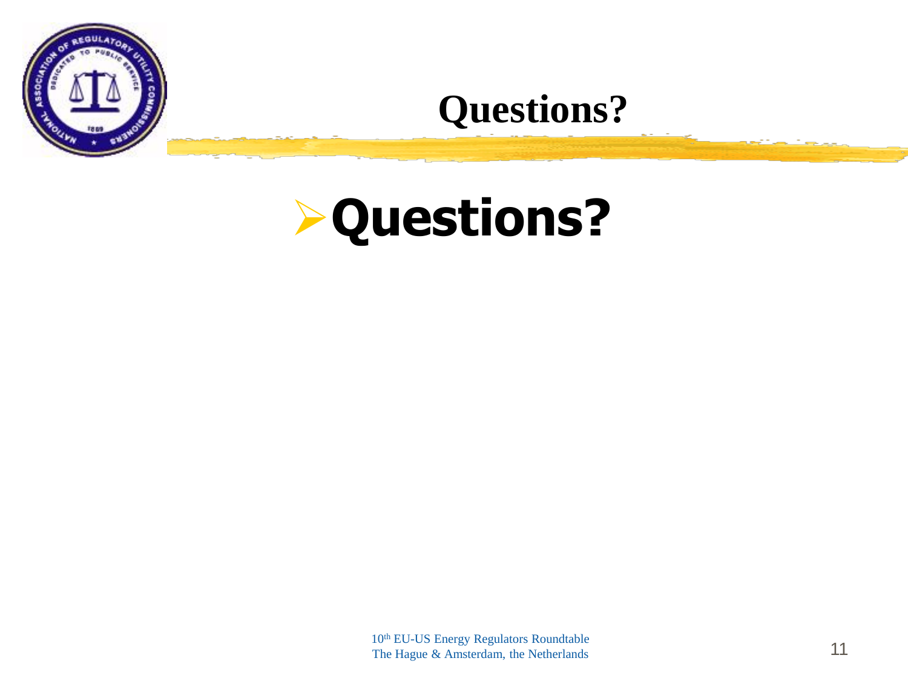# Questions?

- **Questions?**